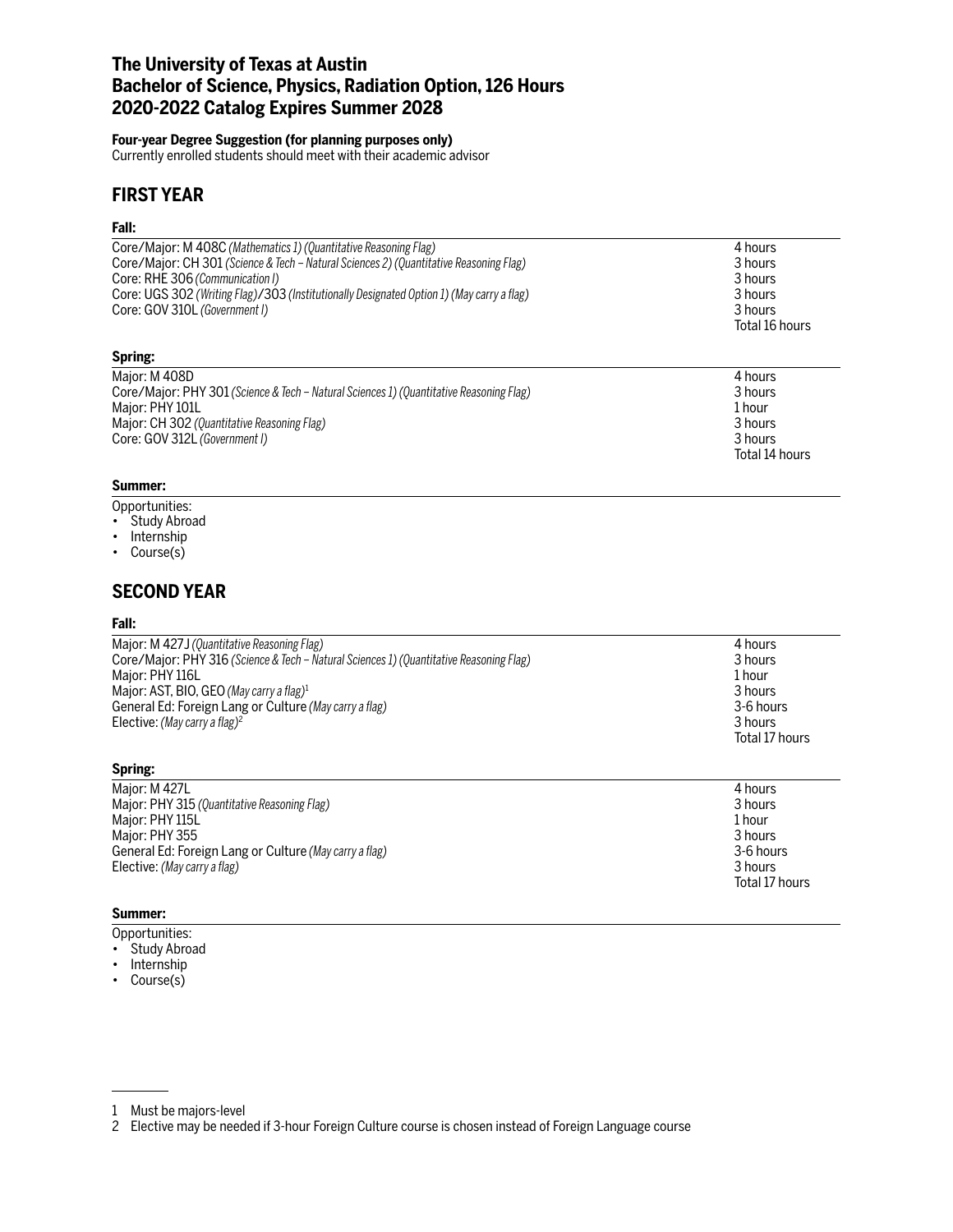# The University of Texas at Austin
# Bachelor of Science, Physics, Radiation Option, 126 Hours
# 2020-2022 Catalog Expires Summer 2028

**Four-year Degree Suggestion (for planning purposes only)**
Currently enrolled students should meet with their academic advisor

## FIRST YEAR

### Fall:

| Course | Hours |
|---|---|
| Core/Major: M 408C *(Mathematics 1) (Quantitative Reasoning Flag)* | 4 hours |
| Core/Major: CH 301 *(Science & Tech – Natural Sciences 2) (Quantitative Reasoning Flag)* | 3 hours |
| Core: RHE 306 *(Communication I)* | 3 hours |
| Core: UGS 302 *(Writing Flag)*/303 *(Institutionally Designated Option 1) (May carry a flag)* | 3 hours |
| Core: GOV 310L *(Government I)* | 3 hours |
| | Total 16 hours |

### Spring:

| Course | Hours |
|---|---|
| Major: M 408D | 4 hours |
| Core/Major: PHY 301 *(Science & Tech – Natural Sciences 1) (Quantitative Reasoning Flag)* | 3 hours |
| Major: PHY 101L | 1 hour |
| Major: CH 302 *(Quantitative Reasoning Flag)* | 3 hours |
| Core: GOV 312L *(Government I)* | 3 hours |
| | Total 14 hours |

### Summer:

Opportunities:
- Study Abroad
- Internship
- Course(s)

## SECOND YEAR

### Fall:

| Course | Hours |
|---|---|
| Major: M 427J *(Quantitative Reasoning Flag)* | 4 hours |
| Core/Major: PHY 316 *(Science & Tech – Natural Sciences 1) (Quantitative Reasoning Flag)* | 3 hours |
| Major: PHY 116L | 1 hour |
| Major: AST, BIO, GEO *(May carry a flag)*[1] | 3 hours |
| General Ed: Foreign Lang or Culture *(May carry a flag)* | 3-6 hours |
| Elective: *(May carry a flag)*[2] | 3 hours |
| | Total 17 hours |

### Spring:

| Course | Hours |
|---|---|
| Major: M 427L | 4 hours |
| Major: PHY 315 *(Quantitative Reasoning Flag)* | 3 hours |
| Major: PHY 115L | 1 hour |
| Major: PHY 355 | 3 hours |
| General Ed: Foreign Lang or Culture *(May carry a flag)* | 3-6 hours |
| Elective: *(May carry a flag)* | 3 hours |
| | Total 17 hours |

### Summer:

Opportunities:
- Study Abroad
- Internship
- Course(s)

---

1 Must be majors-level
2 Elective may be needed if 3-hour Foreign Culture course is chosen instead of Foreign Language course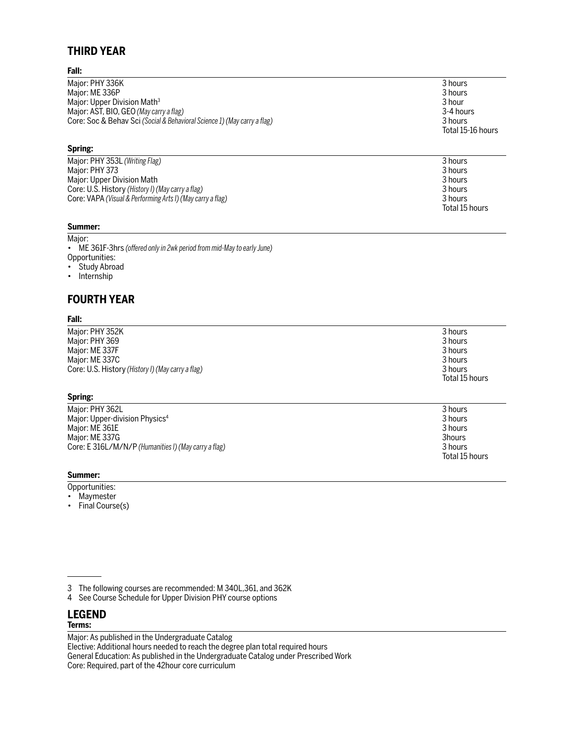## THIRD YEAR

**Fall:**

| | |
|---|---|
| Major: PHY 336K | 3 hours |
| Major: ME 336P | 3 hours |
| Major: Upper Division Math[3] | 3 hour |
| Major: AST, BIO, GEO *(May carry a flag)* | 3-4 hours |
| Core: Soc & Behav Sci *(Social & Behavioral Science 1) (May carry a flag)* | 3 hours |
| | Total 15-16 hours |

**Spring:**

| | |
|---|---|
| Major: PHY 353L *(Writing Flag)* | 3 hours |
| Major: PHY 373 | 3 hours |
| Major: Upper Division Math | 3 hours |
| Core: U.S. History *(History I) (May carry a flag)* | 3 hours |
| Core: VAPA *(Visual & Performing Arts I) (May carry a flag)* | 3 hours |
| | Total 15 hours |

**Summer:**

Major:

- ME 361F-3hrs *(offered only in 2wk period from mid-May to early June)*

Opportunities:

- Study Abroad
- Internship

## FOURTH YEAR

**Fall:**

| | |
|---|---|
| Major: PHY 352K | 3 hours |
| Major: PHY 369 | 3 hours |
| Major: ME 337F | 3 hours |
| Major: ME 337C | 3 hours |
| Core: U.S. History *(History I) (May carry a flag)* | 3 hours |
| | Total 15 hours |

**Spring:**

| | |
|---|---|
| Major: PHY 362L | 3 hours |
| Major: Upper-division Physics[4] | 3 hours |
| Major: ME 361E | 3 hours |
| Major: ME 337G | 3hours |
| Core: E 316L/M/N/P *(Humanities I) (May carry a flag)* | 3 hours |
| | Total 15 hours |

**Summer:**

Opportunities:

- Maymester
- Final Course(s)

---

3 The following courses are recommended: M 340L,361, and 362K

4 See Course Schedule for Upper Division PHY course options

## LEGEND

**Terms:**

Major: As published in the Undergraduate Catalog

Elective: Additional hours needed to reach the degree plan total required hours

General Education: As published in the Undergraduate Catalog under Prescribed Work

Core: Required, part of the 42hour core curriculum